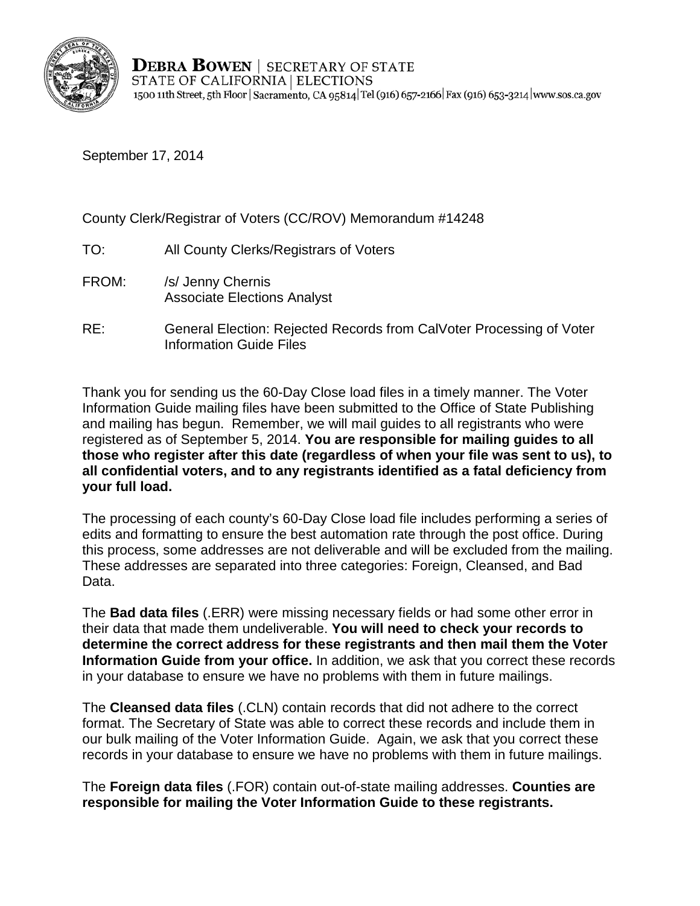**DEBRA BOWEN** | SECRETARY OF STATE
STATE OF CALIFORNIA | ELECTIONS
1500 11th Street, 5th Floor | Sacramento, CA 95814 | Tel (916) 657-2166 | Fax (916) 653-3214 | www.sos.ca.gov

September 17, 2014

County Clerk/Registrar of Voters (CC/ROV) Memorandum #14248

TO: All County Clerks/Registrars of Voters

FROM: /s/ Jenny Chernis
Associate Elections Analyst

RE: General Election: Rejected Records from CalVoter Processing of Voter Information Guide Files

Thank you for sending us the 60-Day Close load files in a timely manner. The Voter Information Guide mailing files have been submitted to the Office of State Publishing and mailing has begun. Remember, we will mail guides to all registrants who were registered as of September 5, 2014. **You are responsible for mailing guides to all those who register after this date (regardless of when your file was sent to us), to all confidential voters, and to any registrants identified as a fatal deficiency from your full load.**

The processing of each county's 60-Day Close load file includes performing a series of edits and formatting to ensure the best automation rate through the post office. During this process, some addresses are not deliverable and will be excluded from the mailing. These addresses are separated into three categories: Foreign, Cleansed, and Bad Data.

The **Bad data files** (.ERR) were missing necessary fields or had some other error in their data that made them undeliverable. **You will need to check your records to determine the correct address for these registrants and then mail them the Voter Information Guide from your office.** In addition, we ask that you correct these records in your database to ensure we have no problems with them in future mailings.

The **Cleansed data files** (.CLN) contain records that did not adhere to the correct format. The Secretary of State was able to correct these records and include them in our bulk mailing of the Voter Information Guide. Again, we ask that you correct these records in your database to ensure we have no problems with them in future mailings.

The **Foreign data files** (.FOR) contain out-of-state mailing addresses. **Counties are responsible for mailing the Voter Information Guide to these registrants.**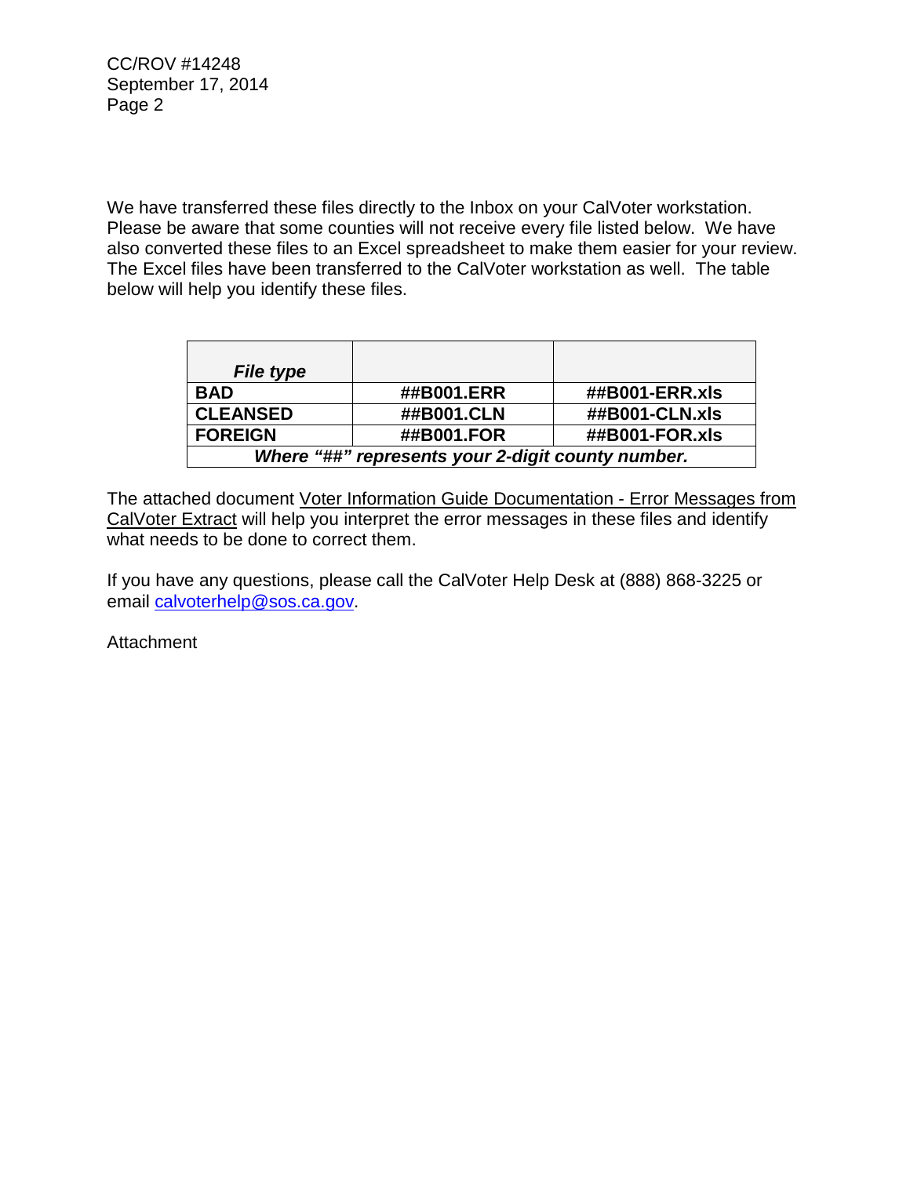We have transferred these files directly to the Inbox on your CalVoter workstation. Please be aware that some counties will not receive every file listed below. We have also converted these files to an Excel spreadsheet to make them easier for your review. The Excel files have been transferred to the CalVoter workstation as well. The table below will help you identify these files.

| ***File type*** | | |
|---|---|---|
| **BAD** | **##B001.ERR** | **##B001-ERR.xls** |
| **CLEANSED** | **##B001.CLN** | **##B001-CLN.xls** |
| **FOREIGN** | **##B001.FOR** | **##B001-FOR.xls** |
| ***Where "##" represents your 2-digit county number.*** | | |

The attached document Voter Information Guide Documentation - Error Messages from CalVoter Extract will help you interpret the error messages in these files and identify what needs to be done to correct them.

If you have any questions, please call the CalVoter Help Desk at (888) 868-3225 or email calvoterhelp@sos.ca.gov.

Attachment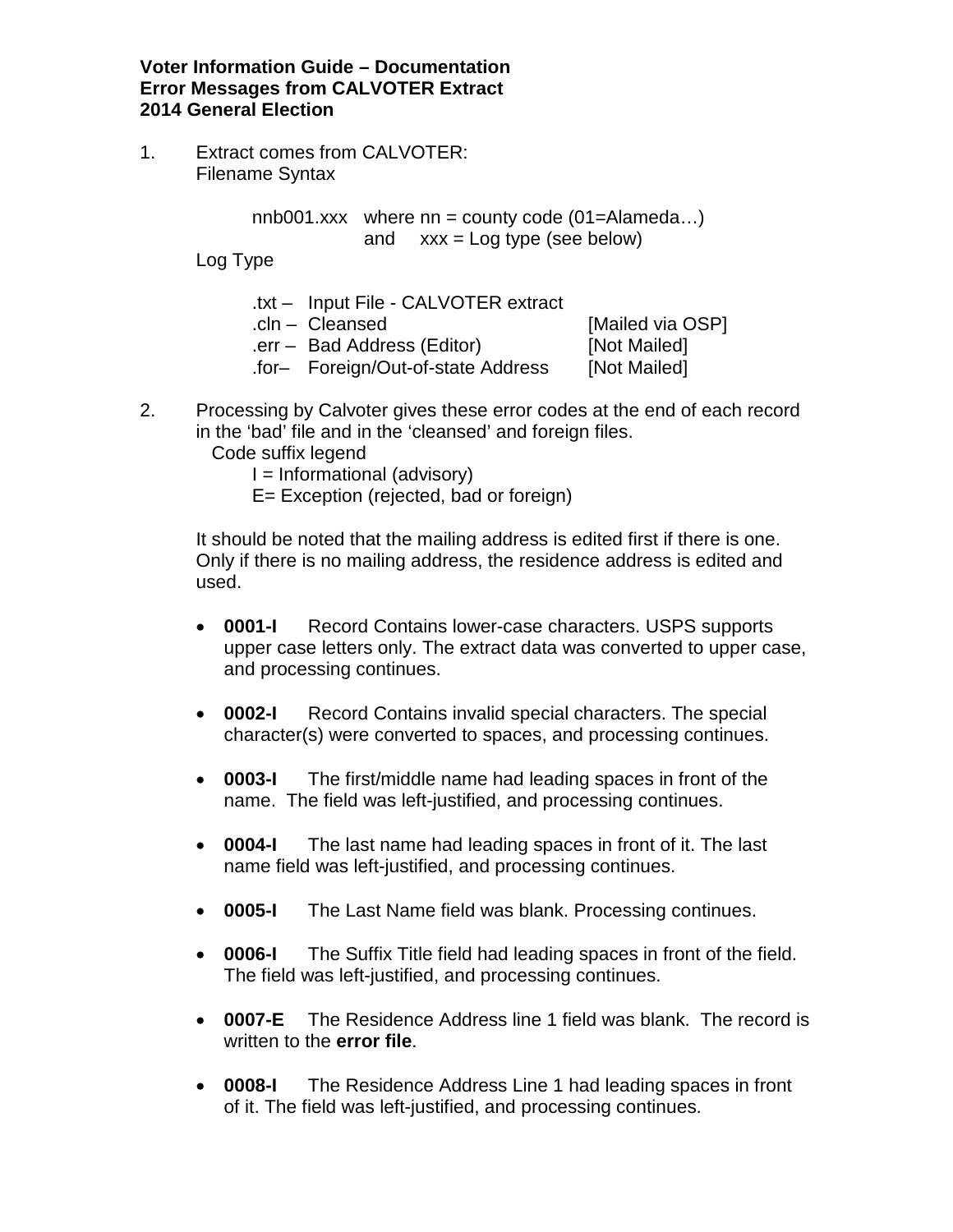**Voter Information Guide – Documentation**
**Error Messages from CALVOTER Extract**
**2014 General Election**

1. Extract comes from CALVOTER:
   Filename Syntax

   nnb001.xxx where nn = county code (01=Alameda…)
   and xxx = Log type (see below)

   Log Type

   | | | |
   |---|---|---|
   | .txt – | Input File - CALVOTER extract | |
   | .cln – | Cleansed | [Mailed via OSP] |
   | .err – | Bad Address (Editor) | [Not Mailed] |
   | .for– | Foreign/Out-of-state Address | [Not Mailed] |

2. Processing by Calvoter gives these error codes at the end of each record in the 'bad' file and in the 'cleansed' and foreign files.
   Code suffix legend
   I = Informational (advisory)
   E= Exception (rejected, bad or foreign)

   It should be noted that the mailing address is edited first if there is one. Only if there is no mailing address, the residence address is edited and used.

   - **0001-I** Record Contains lower-case characters. USPS supports upper case letters only. The extract data was converted to upper case, and processing continues.
   - **0002-I** Record Contains invalid special characters. The special character(s) were converted to spaces, and processing continues.
   - **0003-I** The first/middle name had leading spaces in front of the name. The field was left-justified, and processing continues.
   - **0004-I** The last name had leading spaces in front of it. The last name field was left-justified, and processing continues.
   - **0005-I** The Last Name field was blank. Processing continues.
   - **0006-I** The Suffix Title field had leading spaces in front of the field. The field was left-justified, and processing continues.
   - **0007-E** The Residence Address line 1 field was blank. The record is written to the **error file**.
   - **0008-I** The Residence Address Line 1 had leading spaces in front of it. The field was left-justified, and processing continues.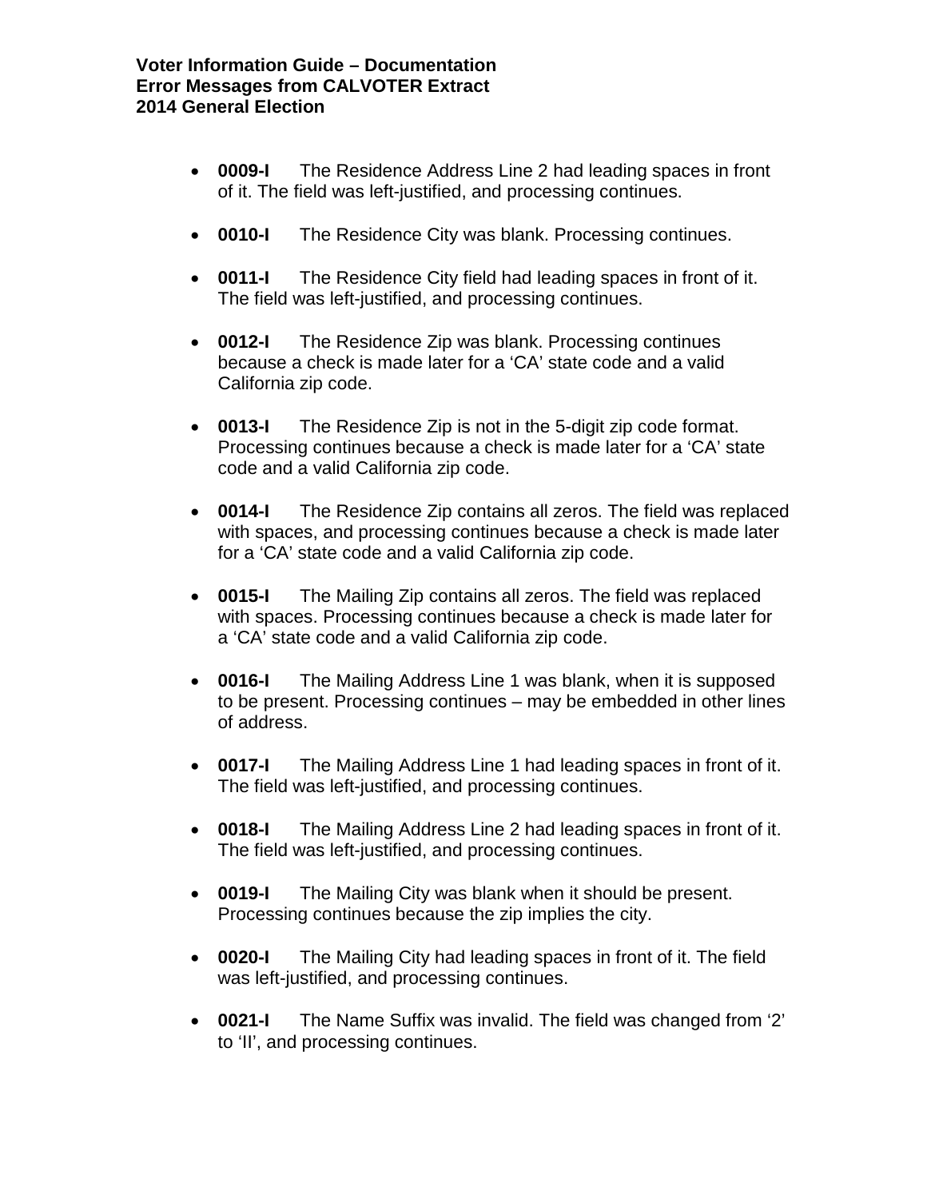- **0009-I** The Residence Address Line 2 had leading spaces in front of it. The field was left-justified, and processing continues.

- **0010-I** The Residence City was blank. Processing continues.

- **0011-I** The Residence City field had leading spaces in front of it. The field was left-justified, and processing continues.

- **0012-I** The Residence Zip was blank. Processing continues because a check is made later for a 'CA' state code and a valid California zip code.

- **0013-I** The Residence Zip is not in the 5-digit zip code format. Processing continues because a check is made later for a 'CA' state code and a valid California zip code.

- **0014-I** The Residence Zip contains all zeros. The field was replaced with spaces, and processing continues because a check is made later for a 'CA' state code and a valid California zip code.

- **0015-I** The Mailing Zip contains all zeros. The field was replaced with spaces. Processing continues because a check is made later for a 'CA' state code and a valid California zip code.

- **0016-I** The Mailing Address Line 1 was blank, when it is supposed to be present. Processing continues – may be embedded in other lines of address.

- **0017-I** The Mailing Address Line 1 had leading spaces in front of it. The field was left-justified, and processing continues.

- **0018-I** The Mailing Address Line 2 had leading spaces in front of it. The field was left-justified, and processing continues.

- **0019-I** The Mailing City was blank when it should be present. Processing continues because the zip implies the city.

- **0020-I** The Mailing City had leading spaces in front of it. The field was left-justified, and processing continues.

- **0021-I** The Name Suffix was invalid. The field was changed from '2' to 'II', and processing continues.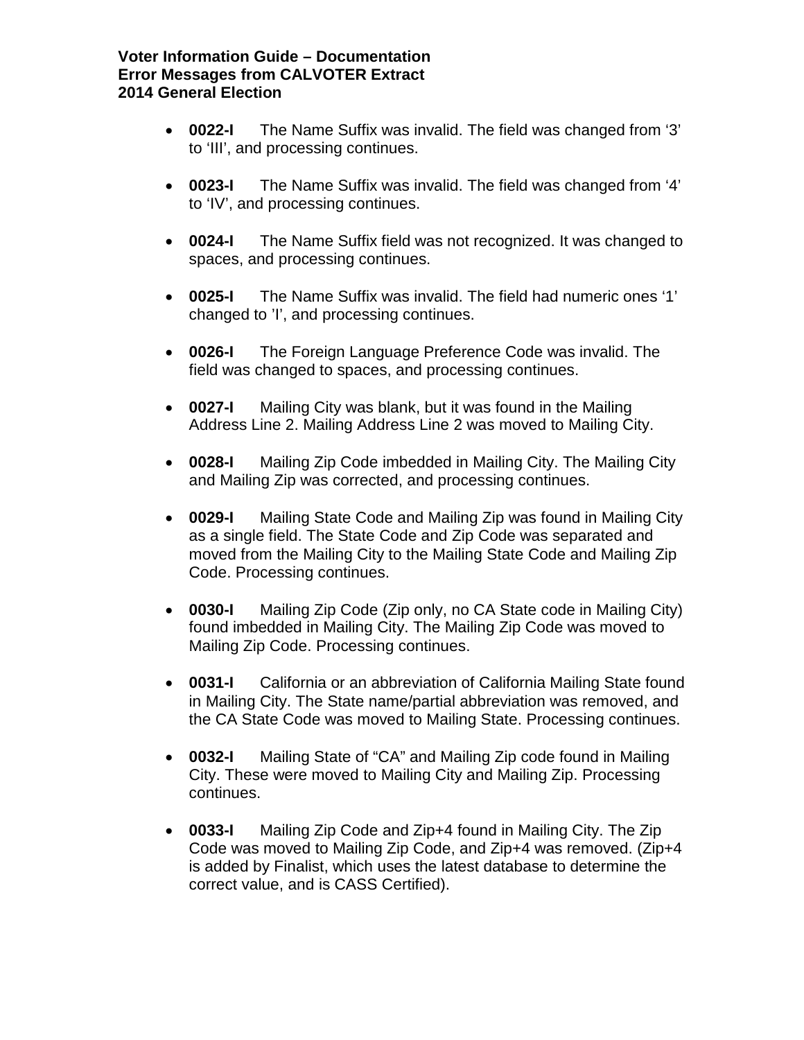**Voter Information Guide – Documentation**
**Error Messages from CALVOTER Extract**
**2014 General Election**

- **0022-I** The Name Suffix was invalid. The field was changed from '3' to 'III', and processing continues.

- **0023-I** The Name Suffix was invalid. The field was changed from '4' to 'IV', and processing continues.

- **0024-I** The Name Suffix field was not recognized. It was changed to spaces, and processing continues.

- **0025-I** The Name Suffix was invalid. The field had numeric ones '1' changed to 'I', and processing continues.

- **0026-I** The Foreign Language Preference Code was invalid. The field was changed to spaces, and processing continues.

- **0027-I** Mailing City was blank, but it was found in the Mailing Address Line 2. Mailing Address Line 2 was moved to Mailing City.

- **0028-I** Mailing Zip Code imbedded in Mailing City. The Mailing City and Mailing Zip was corrected, and processing continues.

- **0029-I** Mailing State Code and Mailing Zip was found in Mailing City as a single field. The State Code and Zip Code was separated and moved from the Mailing City to the Mailing State Code and Mailing Zip Code. Processing continues.

- **0030-I** Mailing Zip Code (Zip only, no CA State code in Mailing City) found imbedded in Mailing City. The Mailing Zip Code was moved to Mailing Zip Code. Processing continues.

- **0031-I** California or an abbreviation of California Mailing State found in Mailing City. The State name/partial abbreviation was removed, and the CA State Code was moved to Mailing State. Processing continues.

- **0032-I** Mailing State of "CA" and Mailing Zip code found in Mailing City. These were moved to Mailing City and Mailing Zip. Processing continues.

- **0033-I** Mailing Zip Code and Zip+4 found in Mailing City. The Zip Code was moved to Mailing Zip Code, and Zip+4 was removed. (Zip+4 is added by Finalist, which uses the latest database to determine the correct value, and is CASS Certified).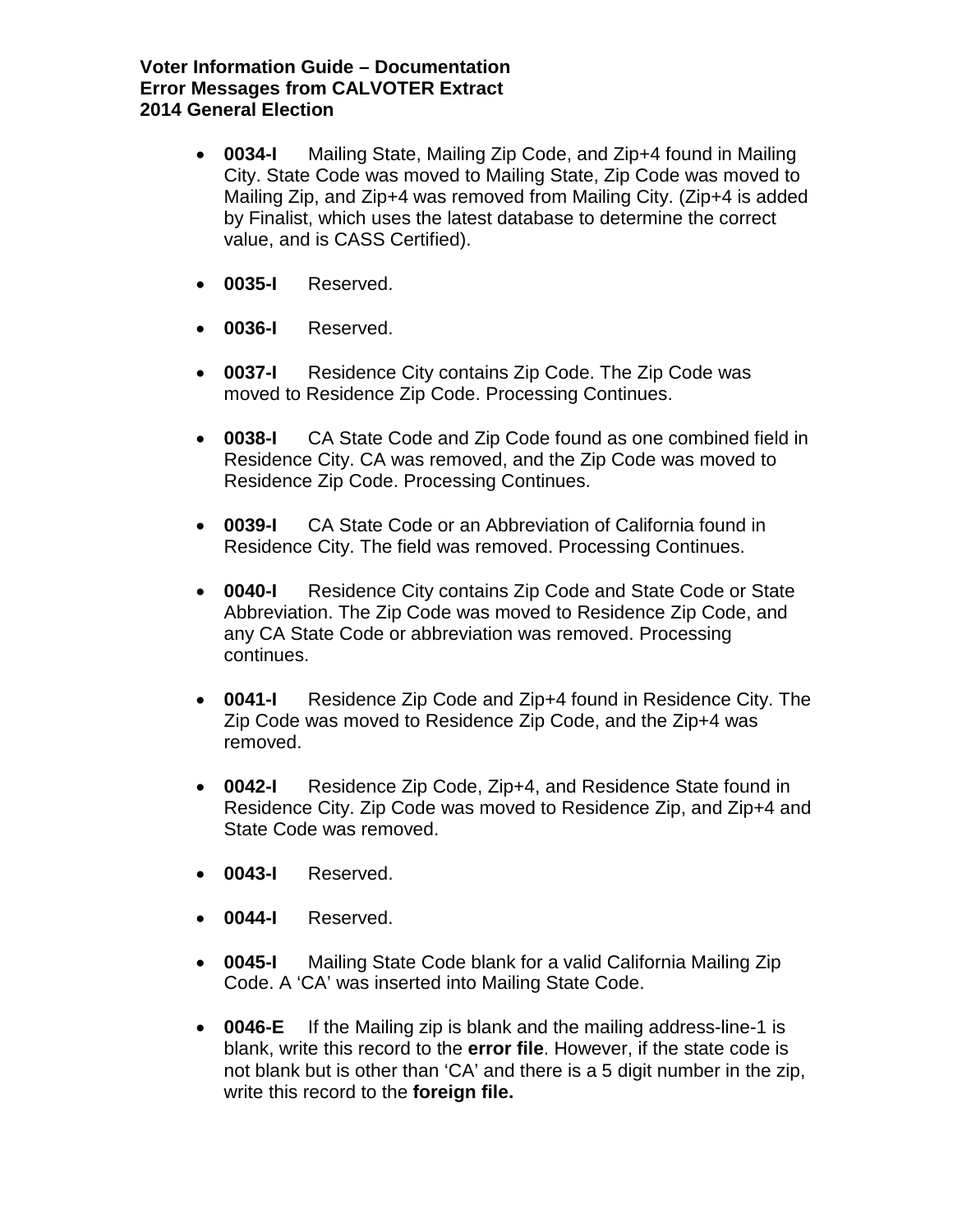- **0034-I** Mailing State, Mailing Zip Code, and Zip+4 found in Mailing City. State Code was moved to Mailing State, Zip Code was moved to Mailing Zip, and Zip+4 was removed from Mailing City. (Zip+4 is added by Finalist, which uses the latest database to determine the correct value, and is CASS Certified).

- **0035-I** Reserved.

- **0036-I** Reserved.

- **0037-I** Residence City contains Zip Code. The Zip Code was moved to Residence Zip Code. Processing Continues.

- **0038-I** CA State Code and Zip Code found as one combined field in Residence City. CA was removed, and the Zip Code was moved to Residence Zip Code. Processing Continues.

- **0039-I** CA State Code or an Abbreviation of California found in Residence City. The field was removed. Processing Continues.

- **0040-I** Residence City contains Zip Code and State Code or State Abbreviation. The Zip Code was moved to Residence Zip Code, and any CA State Code or abbreviation was removed. Processing continues.

- **0041-I** Residence Zip Code and Zip+4 found in Residence City. The Zip Code was moved to Residence Zip Code, and the Zip+4 was removed.

- **0042-I** Residence Zip Code, Zip+4, and Residence State found in Residence City. Zip Code was moved to Residence Zip, and Zip+4 and State Code was removed.

- **0043-I** Reserved.

- **0044-I** Reserved.

- **0045-I** Mailing State Code blank for a valid California Mailing Zip Code. A ‘CA’ was inserted into Mailing State Code.

- **0046-E** If the Mailing zip is blank and the mailing address-line-1 is blank, write this record to the **error file**. However, if the state code is not blank but is other than ‘CA’ and there is a 5 digit number in the zip, write this record to the **foreign file.**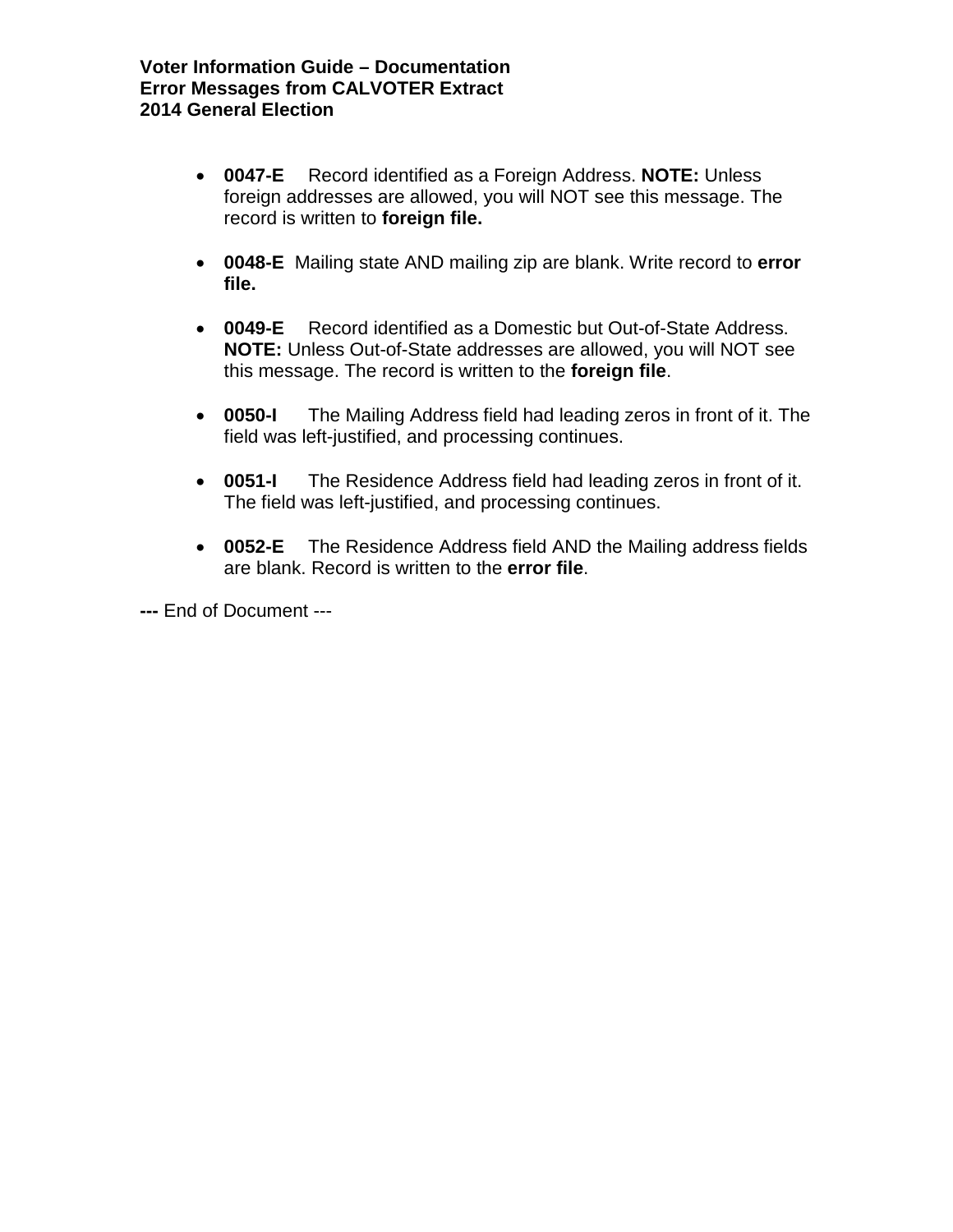**Voter Information Guide – Documentation**
**Error Messages from CALVOTER Extract**
**2014 General Election**

- **0047-E** Record identified as a Foreign Address. **NOTE:** Unless foreign addresses are allowed, you will NOT see this message. The record is written to **foreign file.**

- **0048-E** Mailing state AND mailing zip are blank. Write record to **error file.**

- **0049-E** Record identified as a Domestic but Out-of-State Address. **NOTE:** Unless Out-of-State addresses are allowed, you will NOT see this message. The record is written to the **foreign file**.

- **0050-I** The Mailing Address field had leading zeros in front of it. The field was left-justified, and processing continues.

- **0051-I** The Residence Address field had leading zeros in front of it. The field was left-justified, and processing continues.

- **0052-E** The Residence Address field AND the Mailing address fields are blank. Record is written to the **error file**.

**---** End of Document ---